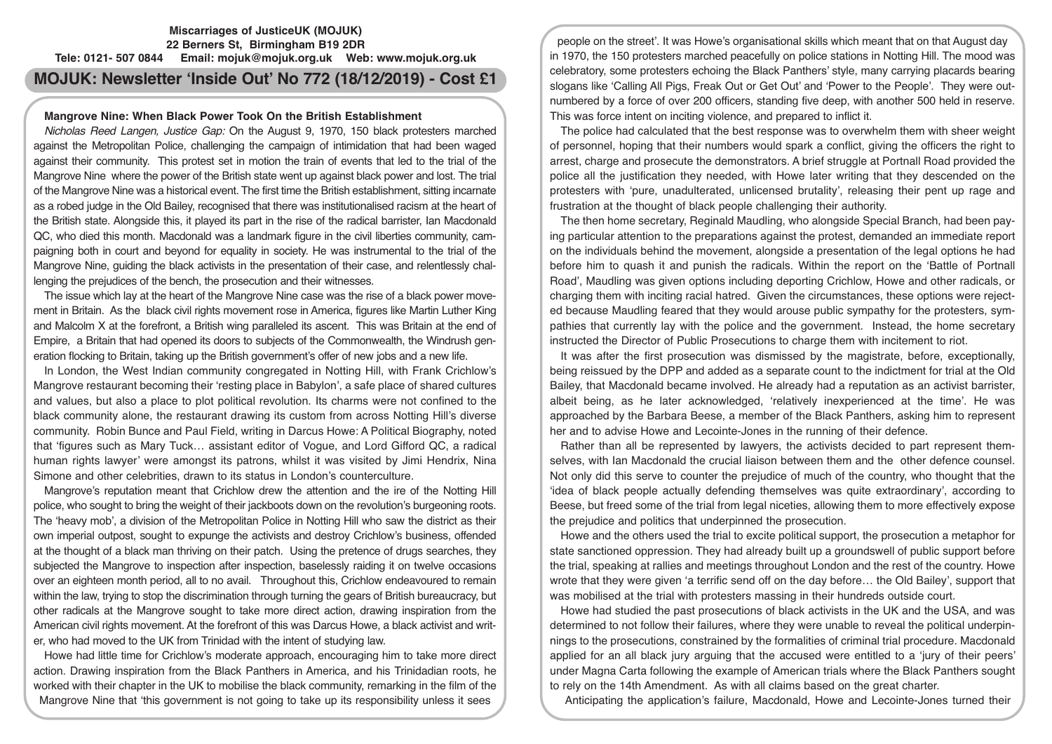**Miscarriages of JusticeUK (MOJUK)**
**22 Berners St, Birmingham B19 2DR**
**Tele: 0121- 507 0844 Email: mojuk@mojuk.org.uk Web: www.mojuk.org.uk**

# MOJUK: Newsletter 'Inside Out' No 772 (18/12/2019) - Cost £1

## Mangrove Nine: When Black Power Took On the British Establishment

*Nicholas Reed Langen, Justice Gap:* On the August 9, 1970, 150 black protesters marched against the Metropolitan Police, challenging the campaign of intimidation that had been waged against their community. This protest set in motion the train of events that led to the trial of the Mangrove Nine where the power of the British state went up against black power and lost. The trial of the Mangrove Nine was a historical event. The first time the British establishment, sitting incarnate as a robed judge in the Old Bailey, recognised that there was institutionalised racism at the heart of the British state. Alongside this, it played its part in the rise of the radical barrister, Ian Macdonald QC, who died this month. Macdonald was a landmark figure in the civil liberties community, campaigning both in court and beyond for equality in society. He was instrumental to the trial of the Mangrove Nine, guiding the black activists in the presentation of their case, and relentlessly challenging the prejudices of the bench, the prosecution and their witnesses.

The issue which lay at the heart of the Mangrove Nine case was the rise of a black power movement in Britain. As the black civil rights movement rose in America, figures like Martin Luther King and Malcolm X at the forefront, a British wing paralleled its ascent. This was Britain at the end of Empire, a Britain that had opened its doors to subjects of the Commonwealth, the Windrush generation flocking to Britain, taking up the British government's offer of new jobs and a new life.

In London, the West Indian community congregated in Notting Hill, with Frank Crichlow's Mangrove restaurant becoming their 'resting place in Babylon', a safe place of shared cultures and values, but also a place to plot political revolution. Its charms were not confined to the black community alone, the restaurant drawing its custom from across Notting Hill's diverse community. Robin Bunce and Paul Field, writing in Darcus Howe: A Political Biography, noted that 'figures such as Mary Tuck… assistant editor of Vogue, and Lord Gifford QC, a radical human rights lawyer' were amongst its patrons, whilst it was visited by Jimi Hendrix, Nina Simone and other celebrities, drawn to its status in London's counterculture.

Mangrove's reputation meant that Crichlow drew the attention and the ire of the Notting Hill police, who sought to bring the weight of their jackboots down on the revolution's burgeoning roots. The 'heavy mob', a division of the Metropolitan Police in Notting Hill who saw the district as their own imperial outpost, sought to expunge the activists and destroy Crichlow's business, offended at the thought of a black man thriving on their patch. Using the pretence of drugs searches, they subjected the Mangrove to inspection after inspection, baselessly raiding it on twelve occasions over an eighteen month period, all to no avail. Throughout this, Crichlow endeavoured to remain within the law, trying to stop the discrimination through turning the gears of British bureaucracy, but other radicals at the Mangrove sought to take more direct action, drawing inspiration from the American civil rights movement. At the forefront of this was Darcus Howe, a black activist and writer, who had moved to the UK from Trinidad with the intent of studying law.

Howe had little time for Crichlow's moderate approach, encouraging him to take more direct action. Drawing inspiration from the Black Panthers in America, and his Trinidadian roots, he worked with their chapter in the UK to mobilise the black community, remarking in the film of the Mangrove Nine that 'this government is not going to take up its responsibility unless it sees people on the street'. It was Howe's organisational skills which meant that on that August day in 1970, the 150 protesters marched peacefully on police stations in Notting Hill. The mood was celebratory, some protesters echoing the Black Panthers' style, many carrying placards bearing slogans like 'Calling All Pigs, Freak Out or Get Out' and 'Power to the People'. They were outnumbered by a force of over 200 officers, standing five deep, with another 500 held in reserve. This was force intent on inciting violence, and prepared to inflict it.

The police had calculated that the best response was to overwhelm them with sheer weight of personnel, hoping that their numbers would spark a conflict, giving the officers the right to arrest, charge and prosecute the demonstrators. A brief struggle at Portnall Road provided the police all the justification they needed, with Howe later writing that they descended on the protesters with 'pure, unadulterated, unlicensed brutality', releasing their pent up rage and frustration at the thought of black people challenging their authority.

The then home secretary, Reginald Maudling, who alongside Special Branch, had been paying particular attention to the preparations against the protest, demanded an immediate report on the individuals behind the movement, alongside a presentation of the legal options he had before him to quash it and punish the radicals. Within the report on the 'Battle of Portnall Road', Maudling was given options including deporting Crichlow, Howe and other radicals, or charging them with inciting racial hatred. Given the circumstances, these options were rejected because Maudling feared that they would arouse public sympathy for the protesters, sympathies that currently lay with the police and the government. Instead, the home secretary instructed the Director of Public Prosecutions to charge them with incitement to riot.

It was after the first prosecution was dismissed by the magistrate, before, exceptionally, being reissued by the DPP and added as a separate count to the indictment for trial at the Old Bailey, that Macdonald became involved. He already had a reputation as an activist barrister, albeit being, as he later acknowledged, 'relatively inexperienced at the time'. He was approached by the Barbara Beese, a member of the Black Panthers, asking him to represent her and to advise Howe and Lecointe-Jones in the running of their defence.

Rather than all be represented by lawyers, the activists decided to part represent themselves, with Ian Macdonald the crucial liaison between them and the other defence counsel. Not only did this serve to counter the prejudice of much of the country, who thought that the 'idea of black people actually defending themselves was quite extraordinary', according to Beese, but freed some of the trial from legal niceties, allowing them to more effectively expose the prejudice and politics that underpinned the prosecution.

Howe and the others used the trial to excite political support, the prosecution a metaphor for state sanctioned oppression. They had already built up a groundswell of public support before the trial, speaking at rallies and meetings throughout London and the rest of the country. Howe wrote that they were given 'a terrific send off on the day before… the Old Bailey', support that was mobilised at the trial with protesters massing in their hundreds outside court.

Howe had studied the past prosecutions of black activists in the UK and the USA, and was determined to not follow their failures, where they were unable to reveal the political underpinnings to the prosecutions, constrained by the formalities of criminal trial procedure. Macdonald applied for an all black jury arguing that the accused were entitled to a 'jury of their peers' under Magna Carta following the example of American trials where the Black Panthers sought to rely on the 14th Amendment. As with all claims based on the great charter.

Anticipating the application's failure, Macdonald, Howe and Lecointe-Jones turned their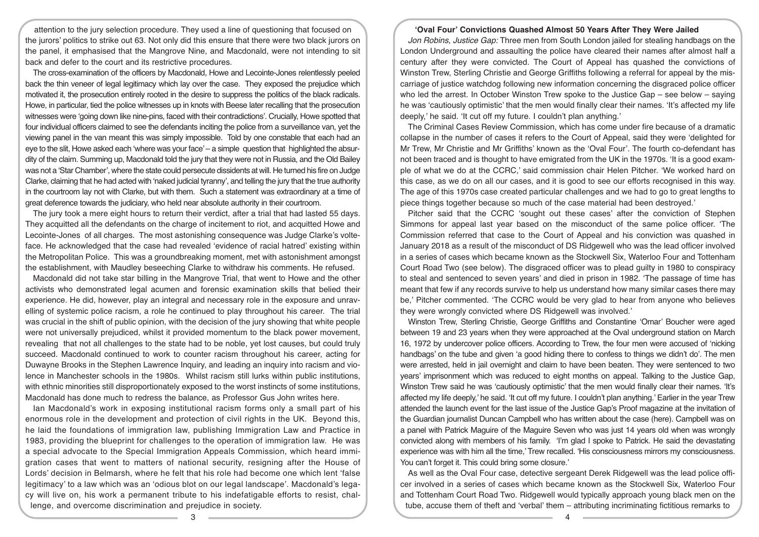attention to the jury selection procedure. They used a line of questioning that focused on the jurors' politics to strike out 63. Not only did this ensure that there were two black jurors on the panel, it emphasised that the Mangrove Nine, and Macdonald, were not intending to sit back and defer to the court and its restrictive procedures.

The cross-examination of the officers by Macdonald, Howe and Lecointe-Jones relentlessly peeled back the thin veneer of legal legitimacy which lay over the case. They exposed the prejudice which motivated it, the prosecution entirely rooted in the desire to suppress the politics of the black radicals. Howe, in particular, tied the police witnesses up in knots with Beese later recalling that the prosecution witnesses were 'going down like nine-pins, faced with their contradictions'. Crucially, Howe spotted that four individual officers claimed to see the defendants inciting the police from a surveillance van, yet the viewing panel in the van meant this was simply impossible. Told by one constable that each had an eye to the slit, Howe asked each 'where was your face' – a simple question that highlighted the absurdity of the claim. Summing up, Macdonald told the jury that they were not in Russia, and the Old Bailey was not a 'Star Chamber', where the state could persecute dissidents at will. He turned his fire on Judge Clarke, claiming that he had acted with 'naked judicial tyranny', and telling the jury that the true authority in the courtroom lay not with Clarke, but with them. Such a statement was extraordinary at a time of great deference towards the judiciary, who held near absolute authority in their courtroom.

The jury took a mere eight hours to return their verdict, after a trial that had lasted 55 days. They acquitted all the defendants on the charge of incitement to riot, and acquitted Howe and Lecointe-Jones of all charges. The most astonishing consequence was Judge Clarke's volte-face. He acknowledged that the case had revealed 'evidence of racial hatred' existing within the Metropolitan Police. This was a groundbreaking moment, met with astonishment amongst the establishment, with Maudley beseeching Clarke to withdraw his comments. He refused.

Macdonald did not take star billing in the Mangrove Trial, that went to Howe and the other activists who demonstrated legal acumen and forensic examination skills that belied their experience. He did, however, play an integral and necessary role in the exposure and unravelling of systemic police racism, a role he continued to play throughout his career. The trial was crucial in the shift of public opinion, with the decision of the jury showing that white people were not universally prejudiced, whilst it provided momentum to the black power movement, revealing that not all challenges to the state had to be noble, yet lost causes, but could truly succeed. Macdonald continued to work to counter racism throughout his career, acting for Duwayne Brooks in the Stephen Lawrence Inquiry, and leading an inquiry into racism and violence in Manchester schools in the 1980s. Whilst racism still lurks within public institutions, with ethnic minorities still disproportionately exposed to the worst instincts of some institutions, Macdonald has done much to redress the balance, as Professor Gus John writes here.

Ian Macdonald's work in exposing institutional racism forms only a small part of his enormous role in the development and protection of civil rights in the UK. Beyond this, he laid the foundations of immigration law, publishing Immigration Law and Practice in 1983, providing the blueprint for challenges to the operation of immigration law. He was a special advocate to the Special Immigration Appeals Commission, which heard immigration cases that went to matters of national security, resigning after the House of Lords' decision in Belmarsh, where he felt that his role had become one which lent 'false legitimacy' to a law which was an 'odious blot on our legal landscape'. Macdonald's legacy will live on, his work a permanent tribute to his indefatigable efforts to resist, challenge, and overcome discrimination and prejudice in society.

## 'Oval Four' Convictions Quashed Almost 50 Years After They Were Jailed

*Jon Robins, Justice Gap:* Three men from South London jailed for stealing handbags on the London Underground and assaulting the police have cleared their names after almost half a century after they were convicted. The Court of Appeal has quashed the convictions of Winston Trew, Sterling Christie and George Griffiths following a referral for appeal by the miscarriage of justice watchdog following new information concerning the disgraced police officer who led the arrest. In October Winston Trew spoke to the Justice Gap – see below – saying he was 'cautiously optimistic' that the men would finally clear their names. 'It's affected my life deeply,' he said. 'It cut off my future. I couldn't plan anything.'

The Criminal Cases Review Commission, which has come under fire because of a dramatic collapse in the number of cases it refers to the Court of Appeal, said they were 'delighted for Mr Trew, Mr Christie and Mr Griffiths' known as the 'Oval Four'. The fourth co-defendant has not been traced and is thought to have emigrated from the UK in the 1970s. 'It is a good example of what we do at the CCRC,' said commission chair Helen Pitcher. 'We worked hard on this case, as we do on all our cases, and it is good to see our efforts recognised in this way. The age of this 1970s case created particular challenges and we had to go to great lengths to piece things together because so much of the case material had been destroyed.'

Pitcher said that the CCRC 'sought out these cases' after the conviction of Stephen Simmons for appeal last year based on the misconduct of the same police officer. 'The Commission referred that case to the Court of Appeal and his conviction was quashed in January 2018 as a result of the misconduct of DS Ridgewell who was the lead officer involved in a series of cases which became known as the Stockwell Six, Waterloo Four and Tottenham Court Road Two (see below). The disgraced officer was to plead guilty in 1980 to conspiracy to steal and sentenced to seven years' and died in prison in 1982. 'The passage of time has meant that few if any records survive to help us understand how many similar cases there may be,' Pitcher commented. 'The CCRC would be very glad to hear from anyone who believes they were wrongly convicted where DS Ridgewell was involved.'

Winston Trew, Sterling Christie, George Griffiths and Constantine 'Omar' Boucher were aged between 19 and 23 years when they were approached at the Oval underground station on March 16, 1972 by undercover police officers. According to Trew, the four men were accused of 'nicking handbags' on the tube and given 'a good hiding there to confess to things we didn't do'. The men were arrested, held in jail overnight and claim to have been beaten. They were sentenced to two years' imprisonment which was reduced to eight months on appeal. Talking to the Justice Gap, Winston Trew said he was 'cautiously optimistic' that the men would finally clear their names. 'It's affected my life deeply,' he said. 'It cut off my future. I couldn't plan anything.' Earlier in the year Trew attended the launch event for the last issue of the Justice Gap's Proof magazine at the invitation of the Guardian journalist Duncan Campbell who has written about the case (here). Campbell was on a panel with Patrick Maguire of the Maguire Seven who was just 14 years old when was wrongly convicted along with members of his family. 'I'm glad I spoke to Patrick. He said the devastating experience was with him all the time,' Trew recalled. 'His consciousness mirrors my consciousness. You can't forget it. This could bring some closure.'

As well as the Oval Four case, detective sergeant Derek Ridgewell was the lead police officer involved in a series of cases which became known as the Stockwell Six, Waterloo Four and Tottenham Court Road Two. Ridgewell would typically approach young black men on the tube, accuse them of theft and 'verbal' them – attributing incriminating fictitious remarks to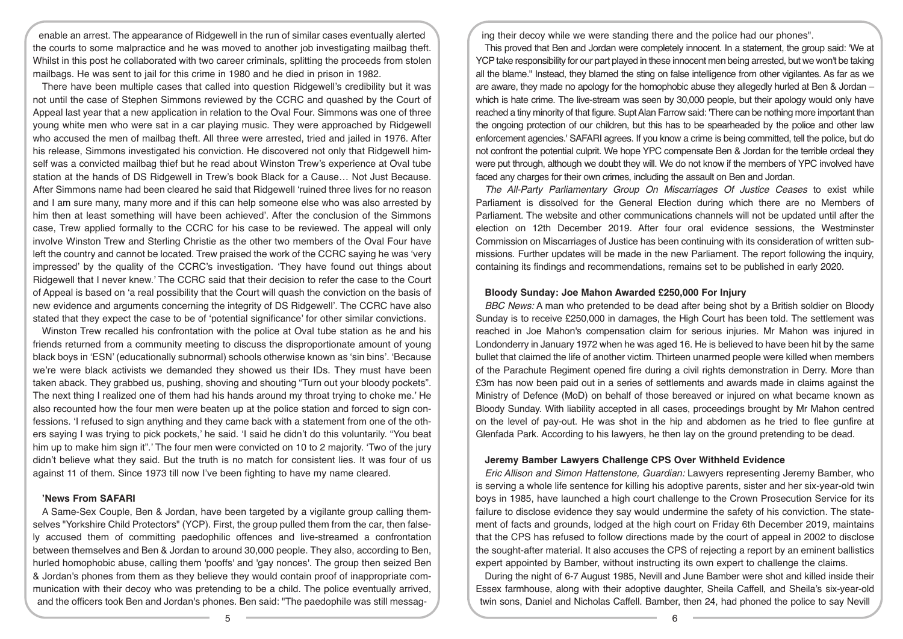enable an arrest. The appearance of Ridgewell in the run of similar cases eventually alerted the courts to some malpractice and he was moved to another job investigating mailbag theft. Whilst in this post he collaborated with two career criminals, splitting the proceeds from stolen mailbags. He was sent to jail for this crime in 1980 and he died in prison in 1982.

There have been multiple cases that called into question Ridgewell's credibility but it was not until the case of Stephen Simmons reviewed by the CCRC and quashed by the Court of Appeal last year that a new application in relation to the Oval Four. Simmons was one of three young white men who were sat in a car playing music. They were approached by Ridgewell who accused the men of mailbag theft. All three were arrested, tried and jailed in 1976. After his release, Simmons investigated his conviction. He discovered not only that Ridgewell himself was a convicted mailbag thief but he read about Winston Trew's experience at Oval tube station at the hands of DS Ridgewell in Trew's book Black for a Cause… Not Just Because. After Simmons name had been cleared he said that Ridgewell 'ruined three lives for no reason and I am sure many, many more and if this can help someone else who was also arrested by him then at least something will have been achieved'. After the conclusion of the Simmons case, Trew applied formally to the CCRC for his case to be reviewed. The appeal will only involve Winston Trew and Sterling Christie as the other two members of the Oval Four have left the country and cannot be located. Trew praised the work of the CCRC saying he was 'very impressed' by the quality of the CCRC's investigation. 'They have found out things about Ridgewell that I never knew.' The CCRC said that their decision to refer the case to the Court of Appeal is based on 'a real possibility that the Court will quash the conviction on the basis of new evidence and arguments concerning the integrity of DS Ridgewell'. The CCRC have also stated that they expect the case to be of 'potential significance' for other similar convictions.

Winston Trew recalled his confrontation with the police at Oval tube station as he and his friends returned from a community meeting to discuss the disproportionate amount of young black boys in 'ESN' (educationally subnormal) schools otherwise known as 'sin bins'. 'Because we're were black activists we demanded they showed us their IDs. They must have been taken aback. They grabbed us, pushing, shoving and shouting "Turn out your bloody pockets". The next thing I realized one of them had his hands around my throat trying to choke me.' He also recounted how the four men were beaten up at the police station and forced to sign confessions. 'I refused to sign anything and they came back with a statement from one of the others saying I was trying to pick pockets,' he said. 'I said he didn't do this voluntarily. "You beat him up to make him sign it".' The four men were convicted on 10 to 2 majority. 'Two of the jury didn't believe what they said. But the truth is no match for consistent lies. It was four of us against 11 of them. Since 1973 till now I've been fighting to have my name cleared.

### 'News From SAFARI

A Same-Sex Couple, Ben & Jordan, have been targeted by a vigilante group calling themselves "Yorkshire Child Protectors" (YCP). First, the group pulled them from the car, then falsely accused them of committing paedophilic offences and live-streamed a confrontation between themselves and Ben & Jordan to around 30,000 people. They also, according to Ben, hurled homophobic abuse, calling them 'pooffs' and 'gay nonces'. The group then seized Ben & Jordan's phones from them as they believe they would contain proof of inappropriate communication with their decoy who was pretending to be a child. The police eventually arrived, and the officers took Ben and Jordan's phones. Ben said: "The paedophile was still messaging their decoy while we were standing there and the police had our phones".

This proved that Ben and Jordan were completely innocent. In a statement, the group said: 'We at YCP take responsibility for our part played in these innocent men being arrested, but we won't be taking all the blame." Instead, they blamed the sting on false intelligence from other vigilantes. As far as we are aware, they made no apology for the homophobic abuse they allegedly hurled at Ben & Jordan – which is hate crime. The live-stream was seen by 30,000 people, but their apology would only have reached a tiny minority of that figure. Supt Alan Farrow said: 'There can be nothing more important than the ongoing protection of our children, but this has to be spearheaded by the police and other law enforcement agencies.' SAFARI agrees. If you know a crime is being committed, tell the police, but do not confront the potential culprit. We hope YPC compensate Ben & Jordan for the terrible ordeal they were put through, although we doubt they will. We do not know if the members of YPC involved have faced any charges for their own crimes, including the assault on Ben and Jordan.

*The All-Party Parliamentary Group On Miscarriages Of Justice Ceases* to exist while Parliament is dissolved for the General Election during which there are no Members of Parliament. The website and other communications channels will not be updated until after the election on 12th December 2019. After four oral evidence sessions, the Westminster Commission on Miscarriages of Justice has been continuing with its consideration of written submissions. Further updates will be made in the new Parliament. The report following the inquiry, containing its findings and recommendations, remains set to be published in early 2020.

### Bloody Sunday: Joe Mahon Awarded £250,000 For Injury

*BBC News:* A man who pretended to be dead after being shot by a British soldier on Bloody Sunday is to receive £250,000 in damages, the High Court has been told. The settlement was reached in Joe Mahon's compensation claim for serious injuries. Mr Mahon was injured in Londonderry in January 1972 when he was aged 16. He is believed to have been hit by the same bullet that claimed the life of another victim. Thirteen unarmed people were killed when members of the Parachute Regiment opened fire during a civil rights demonstration in Derry. More than £3m has now been paid out in a series of settlements and awards made in claims against the Ministry of Defence (MoD) on behalf of those bereaved or injured on what became known as Bloody Sunday. With liability accepted in all cases, proceedings brought by Mr Mahon centred on the level of pay-out. He was shot in the hip and abdomen as he tried to flee gunfire at Glenfada Park. According to his lawyers, he then lay on the ground pretending to be dead.

### Jeremy Bamber Lawyers Challenge CPS Over Withheld Evidence

*Eric Allison and Simon Hattenstone, Guardian:* Lawyers representing Jeremy Bamber, who is serving a whole life sentence for killing his adoptive parents, sister and her six-year-old twin boys in 1985, have launched a high court challenge to the Crown Prosecution Service for its failure to disclose evidence they say would undermine the safety of his conviction. The statement of facts and grounds, lodged at the high court on Friday 6th December 2019, maintains that the CPS has refused to follow directions made by the court of appeal in 2002 to disclose the sought-after material. It also accuses the CPS of rejecting a report by an eminent ballistics expert appointed by Bamber, without instructing its own expert to challenge the claims.

During the night of 6-7 August 1985, Nevill and June Bamber were shot and killed inside their Essex farmhouse, along with their adoptive daughter, Sheila Caffell, and Sheila's six-year-old twin sons, Daniel and Nicholas Caffell. Bamber, then 24, had phoned the police to say Nevill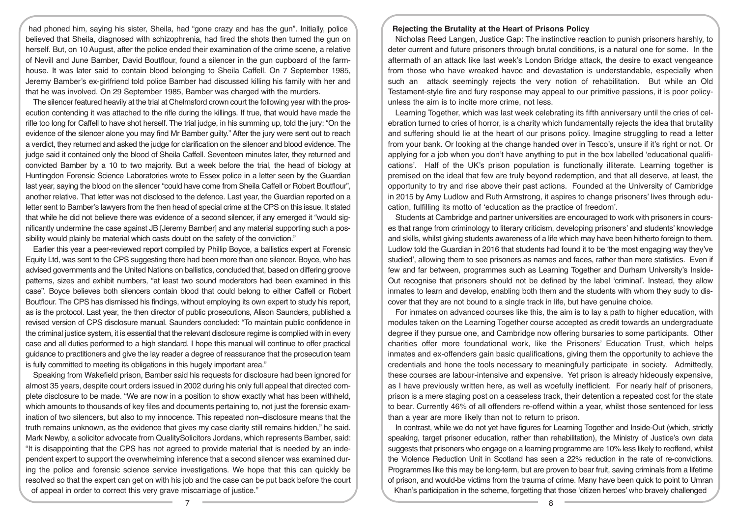had phoned him, saying his sister, Sheila, had "gone crazy and has the gun". Initially, police believed that Sheila, diagnosed with schizophrenia, had fired the shots then turned the gun on herself. But, on 10 August, after the police ended their examination of the crime scene, a relative of Nevill and June Bamber, David Boutflour, found a silencer in the gun cupboard of the farmhouse. It was later said to contain blood belonging to Sheila Caffell. On 7 September 1985, Jeremy Bamber's ex-girlfriend told police Bamber had discussed killing his family with her and that he was involved. On 29 September 1985, Bamber was charged with the murders.

The silencer featured heavily at the trial at Chelmsford crown court the following year with the prosecution contending it was attached to the rifle during the killings. If true, that would have made the rifle too long for Caffell to have shot herself. The trial judge, in his summing up, told the jury: "On the evidence of the silencer alone you may find Mr Bamber guilty." After the jury were sent out to reach a verdict, they returned and asked the judge for clarification on the silencer and blood evidence. The judge said it contained only the blood of Sheila Caffell. Seventeen minutes later, they returned and convicted Bamber by a 10 to two majority. But a week before the trial, the head of biology at Huntingdon Forensic Science Laboratories wrote to Essex police in a letter seen by the Guardian last year, saying the blood on the silencer "could have come from Sheila Caffell or Robert Boutflour", another relative. That letter was not disclosed to the defence. Last year, the Guardian reported on a letter sent to Bamber's lawyers from the then head of special crime at the CPS on this issue. It stated that while he did not believe there was evidence of a second silencer, if any emerged it "would significantly undermine the case against JB [Jeremy Bamber] and any material supporting such a possibility would plainly be material which casts doubt on the safety of the conviction."

Earlier this year a peer-reviewed report compiled by Phillip Boyce, a ballistics expert at Forensic Equity Ltd, was sent to the CPS suggesting there had been more than one silencer. Boyce, who has advised governments and the United Nations on ballistics, concluded that, based on differing groove patterns, sizes and exhibit numbers, "at least two sound moderators had been examined in this case". Boyce believes both silencers contain blood that could belong to either Caffell or Robert Boutflour. The CPS has dismissed his findings, without employing its own expert to study his report, as is the protocol. Last year, the then director of public prosecutions, Alison Saunders, published a revised version of CPS disclosure manual. Saunders concluded: "To maintain public confidence in the criminal justice system, it is essential that the relevant disclosure regime is complied with in every case and all duties performed to a high standard. I hope this manual will continue to offer practical guidance to practitioners and give the lay reader a degree of reassurance that the prosecution team is fully committed to meeting its obligations in this hugely important area."

Speaking from Wakefield prison, Bamber said his requests for disclosure had been ignored for almost 35 years, despite court orders issued in 2002 during his only full appeal that directed complete disclosure to be made. "We are now in a position to show exactly what has been withheld, which amounts to thousands of key files and documents pertaining to, not just the forensic examination of two silencers, but also to my innocence. This repeated non–disclosure means that the truth remains unknown, as the evidence that gives my case clarity still remains hidden," he said. Mark Newby, a solicitor advocate from QualitySolicitors Jordans, which represents Bamber, said: "It is disappointing that the CPS has not agreed to provide material that is needed by an independent expert to support the overwhelming inference that a second silencer was examined during the police and forensic science service investigations. We hope that this can quickly be resolved so that the expert can get on with his job and the case can be put back before the court of appeal in order to correct this very grave miscarriage of justice."

## Rejecting the Brutality at the Heart of Prisons Policy

Nicholas Reed Langen, Justice Gap: The instinctive reaction to punish prisoners harshly, to deter current and future prisoners through brutal conditions, is a natural one for some. In the aftermath of an attack like last week's London Bridge attack, the desire to exact vengeance from those who have wreaked havoc and devastation is understandable, especially when such an attack seemingly rejects the very notion of rehabilitation. But while an Old Testament-style fire and fury response may appeal to our primitive passions, it is poor policy- unless the aim is to incite more crime, not less.

Learning Together, which was last week celebrating its fifth anniversary until the cries of celebration turned to cries of horror, is a charity which fundamentally rejects the idea that brutality and suffering should lie at the heart of our prisons policy. Imagine struggling to read a letter from your bank. Or looking at the change handed over in Tesco's, unsure if it's right or not. Or applying for a job when you don't have anything to put in the box labelled 'educational qualifications'. Half of the UK's prison population is functionally illiterate. Learning together is premised on the ideal that few are truly beyond redemption, and that all deserve, at least, the opportunity to try and rise above their past actions. Founded at the University of Cambridge in 2015 by Amy Ludlow and Ruth Armstrong, it aspires to change prisoners' lives through education, fulfilling its motto of 'education as the practice of freedom'.

Students at Cambridge and partner universities are encouraged to work with prisoners in courses that range from criminology to literary criticism, developing prisoners' and students' knowledge and skills, whilst giving students awareness of a life which may have been hitherto foreign to them. Ludlow told the Guardian in 2016 that students had found it to be 'the most engaging way they've studied', allowing them to see prisoners as names and faces, rather than mere statistics. Even if few and far between, programmes such as Learning Together and Durham University's Inside-Out recognise that prisoners should not be defined by the label 'criminal'. Instead, they allow inmates to learn and develop, enabling both them and the students with whom they sudy to discover that they are not bound to a single track in life, but have genuine choice.

For inmates on advanced courses like this, the aim is to lay a path to higher education, with modules taken on the Learning Together course accepted as credit towards an undergraduate degree if they pursue one, and Cambridge now offering bursaries to some participants. Other charities offer more foundational work, like the Prisoners' Education Trust, which helps inmates and ex-offenders gain basic qualifications, giving them the opportunity to achieve the credentials and hone the tools necessary to meaningfully participate in society. Admittedly, these courses are labour-intensive and expensive. Yet prison is already hideously expensive, as I have previously written here, as well as woefully inefficient. For nearly half of prisoners, prison is a mere staging post on a ceaseless track, their detention a repeated cost for the state to bear. Currently 46% of all offenders re-offend within a year, whilst those sentenced for less than a year are more likely than not to return to prison.

In contrast, while we do not yet have figures for Learning Together and Inside-Out (which, strictly speaking, target prisoner education, rather than rehabilitation), the Ministry of Justice's own data suggests that prisoners who engage on a learning programme are 10% less likely to reoffend, whilst the Violence Reduction Unit in Scotland has seen a 22% reduction in the rate of re-convictions. Programmes like this may be long-term, but are proven to bear fruit, saving criminals from a lifetime of prison, and would-be victims from the trauma of crime. Many have been quick to point to Umran Khan's participation in the scheme, forgetting that those 'citizen heroes' who bravely challenged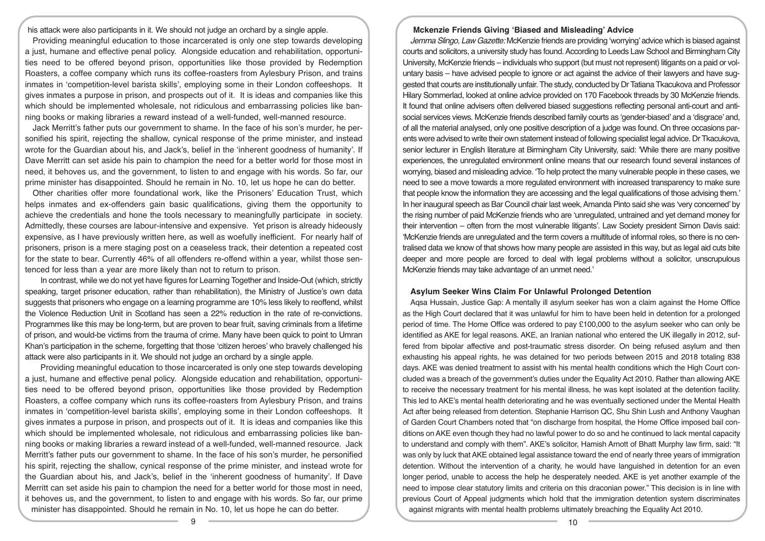his attack were also participants in it. We should not judge an orchard by a single apple.

Providing meaningful education to those incarcerated is only one step towards developing a just, humane and effective penal policy. Alongside education and rehabilitation, opportunities need to be offered beyond prison, opportunities like those provided by Redemption Roasters, a coffee company which runs its coffee-roasters from Aylesbury Prison, and trains inmates in 'competition-level barista skills', employing some in their London coffeeshops. It gives inmates a purpose in prison, and prospects out of it. It is ideas and companies like this which should be implemented wholesale, not ridiculous and embarrassing policies like banning books or making libraries a reward instead of a well-funded, well-manned resource.

Jack Merritt's father puts our government to shame. In the face of his son's murder, he personified his spirit, rejecting the shallow, cynical response of the prime minister, and instead wrote for the Guardian about his, and Jack's, belief in the 'inherent goodness of humanity'. If Dave Merritt can set aside his pain to champion the need for a better world for those most in need, it behoves us, and the government, to listen to and engage with his words. So far, our prime minister has disappointed. Should he remain in No. 10, let us hope he can do better.

Other charities offer more foundational work, like the Prisoners' Education Trust, which helps inmates and ex-offenders gain basic qualifications, giving them the opportunity to achieve the credentials and hone the tools necessary to meaningfully participate in society. Admittedly, these courses are labour-intensive and expensive. Yet prison is already hideously expensive, as I have previously written here, as well as woefully inefficient. For nearly half of prisoners, prison is a mere staging post on a ceaseless track, their detention a repeated cost for the state to bear. Currently 46% of all offenders re-offend within a year, whilst those sentenced for less than a year are more likely than not to return to prison.

In contrast, while we do not yet have figures for Learning Together and Inside-Out (which, strictly speaking, target prisoner education, rather than rehabilitation), the Ministry of Justice's own data suggests that prisoners who engage on a learning programme are 10% less likely to reoffend, whilst the Violence Reduction Unit in Scotland has seen a 22% reduction in the rate of re-convictions. Programmes like this may be long-term, but are proven to bear fruit, saving criminals from a lifetime of prison, and would-be victims from the trauma of crime. Many have been quick to point to Umran Khan's participation in the scheme, forgetting that those 'citizen heroes' who bravely challenged his attack were also participants in it. We should not judge an orchard by a single apple.

Providing meaningful education to those incarcerated is only one step towards developing a just, humane and effective penal policy. Alongside education and rehabilitation, opportunities need to be offered beyond prison, opportunities like those provided by Redemption Roasters, a coffee company which runs its coffee-roasters from Aylesbury Prison, and trains inmates in 'competition-level barista skills', employing some in their London coffeeshops. It gives inmates a purpose in prison, and prospects out of it. It is ideas and companies like this which should be implemented wholesale, not ridiculous and embarrassing policies like banning books or making libraries a reward instead of a well-funded, well-manned resource. Jack Merritt's father puts our government to shame. In the face of his son's murder, he personified his spirit, rejecting the shallow, cynical response of the prime minister, and instead wrote for the Guardian about his, and Jack's, belief in the 'inherent goodness of humanity'. If Dave Merritt can set aside his pain to champion the need for a better world for those most in need, it behoves us, and the government, to listen to and engage with his words. So far, our prime minister has disappointed. Should he remain in No. 10, let us hope he can do better.

### Mckenzie Friends Giving 'Biased and Misleading' Advice

*Jemma Slingo, Law Gazette:* McKenzie friends are providing 'worrying' advice which is biased against courts and solicitors, a university study has found. According to Leeds Law School and Birmingham City University, McKenzie friends – individuals who support (but must not represent) litigants on a paid or voluntary basis – have advised people to ignore or act against the advice of their lawyers and have suggested that courts are institutionally unfair. The study, conducted by Dr Tatiana Tkacukova and Professor Hilary Sommerlad, looked at online advice provided on 170 Facebook threads by 30 McKenzie friends. It found that online advisers often delivered biased suggestions reflecting personal anti-court and anti-social services views. McKenzie friends described family courts as 'gender-biased' and a 'disgrace' and, of all the material analysed, only one positive description of a judge was found. On three occasions parents were advised to write their own statement instead of following specialist legal advice. Dr Tkacukova, senior lecturer in English literature at Birmingham City University, said: 'While there are many positive experiences, the unregulated environment online means that our research found several instances of worrying, biased and misleading advice. 'To help protect the many vulnerable people in these cases, we need to see a move towards a more regulated environment with increased transparency to make sure that people know the information they are accessing and the legal qualifications of those advising them.' In her inaugural speech as Bar Council chair last week, Amanda Pinto said she was 'very concerned' by the rising number of paid McKenzie friends who are 'unregulated, untrained and yet demand money for their intervention – often from the most vulnerable litigants'. Law Society president Simon Davis said: 'McKenzie friends are unregulated and the term covers a multitude of informal roles, so there is no centralised data we know of that shows how many people are assisted in this way, but as legal aid cuts bite deeper and more people are forced to deal with legal problems without a solicitor, unscrupulous McKenzie friends may take advantage of an unmet need.'

### Asylum Seeker Wins Claim For Unlawful Prolonged Detention

Aqsa Hussain, Justice Gap: A mentally ill asylum seeker has won a claim against the Home Office as the High Court declared that it was unlawful for him to have been held in detention for a prolonged period of time. The Home Office was ordered to pay £100,000 to the asylum seeker who can only be identified as AKE for legal reasons. AKE, an Iranian national who entered the UK illegally in 2012, suffered from bipolar affective and post-traumatic stress disorder. On being refused asylum and then exhausting his appeal rights, he was detained for two periods between 2015 and 2018 totaling 838 days. AKE was denied treatment to assist with his mental health conditions which the High Court concluded was a breach of the government's duties under the Equality Act 2010. Rather than allowing AKE to receive the necessary treatment for his mental illness, he was kept isolated at the detention facility. This led to AKE's mental health deteriorating and he was eventually sectioned under the Mental Health Act after being released from detention. Stephanie Harrison QC, Shu Shin Lush and Anthony Vaughan of Garden Court Chambers noted that "on discharge from hospital, the Home Office imposed bail conditions on AKE even though they had no lawful power to do so and he continued to lack mental capacity to understand and comply with them". AKE's solicitor, Hamish Arnott of Bhatt Murphy law firm, said: "It was only by luck that AKE obtained legal assistance toward the end of nearly three years of immigration detention. Without the intervention of a charity, he would have languished in detention for an even longer period, unable to access the help he desperately needed. AKE is yet another example of the need to impose clear statutory limits and criteria on this draconian power." This decision is in line with previous Court of Appeal judgments which hold that the immigration detention system discriminates against migrants with mental health problems ultimately breaching the Equality Act 2010.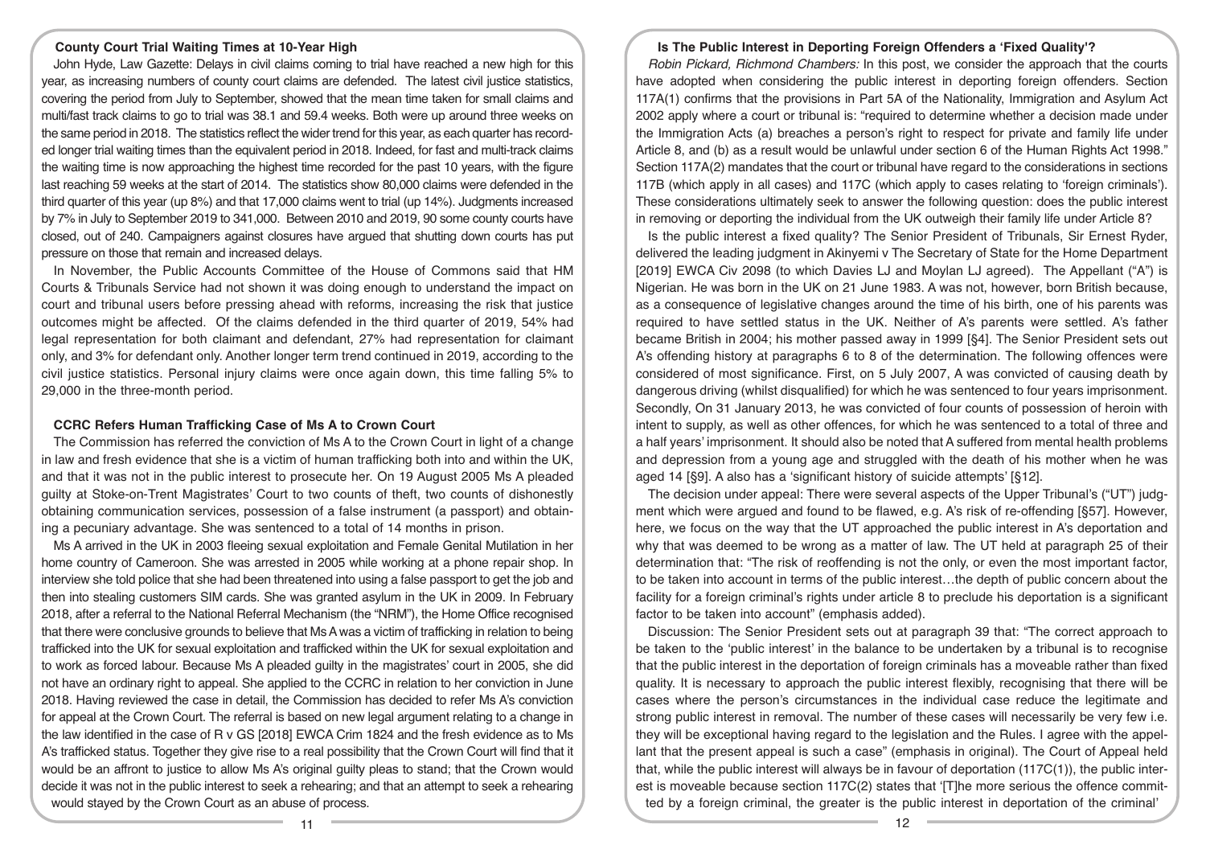### County Court Trial Waiting Times at 10-Year High

John Hyde, Law Gazette: Delays in civil claims coming to trial have reached a new high for this year, as increasing numbers of county court claims are defended. The latest civil justice statistics, covering the period from July to September, showed that the mean time taken for small claims and multi/fast track claims to go to trial was 38.1 and 59.4 weeks. Both were up around three weeks on the same period in 2018. The statistics reflect the wider trend for this year, as each quarter has recorded longer trial waiting times than the equivalent period in 2018. Indeed, for fast and multi-track claims the waiting time is now approaching the highest time recorded for the past 10 years, with the figure last reaching 59 weeks at the start of 2014. The statistics show 80,000 claims were defended in the third quarter of this year (up 8%) and that 17,000 claims went to trial (up 14%). Judgments increased by 7% in July to September 2019 to 341,000. Between 2010 and 2019, 90 some county courts have closed, out of 240. Campaigners against closures have argued that shutting down courts has put pressure on those that remain and increased delays.

In November, the Public Accounts Committee of the House of Commons said that HM Courts & Tribunals Service had not shown it was doing enough to understand the impact on court and tribunal users before pressing ahead with reforms, increasing the risk that justice outcomes might be affected. Of the claims defended in the third quarter of 2019, 54% had legal representation for both claimant and defendant, 27% had representation for claimant only, and 3% for defendant only. Another longer term trend continued in 2019, according to the civil justice statistics. Personal injury claims were once again down, this time falling 5% to 29,000 in the three-month period.

### CCRC Refers Human Trafficking Case of Ms A to Crown Court

The Commission has referred the conviction of Ms A to the Crown Court in light of a change in law and fresh evidence that she is a victim of human trafficking both into and within the UK, and that it was not in the public interest to prosecute her. On 19 August 2005 Ms A pleaded guilty at Stoke-on-Trent Magistrates' Court to two counts of theft, two counts of dishonestly obtaining communication services, possession of a false instrument (a passport) and obtaining a pecuniary advantage. She was sentenced to a total of 14 months in prison.

Ms A arrived in the UK in 2003 fleeing sexual exploitation and Female Genital Mutilation in her home country of Cameroon. She was arrested in 2005 while working at a phone repair shop. In interview she told police that she had been threatened into using a false passport to get the job and then into stealing customers SIM cards. She was granted asylum in the UK in 2009. In February 2018, after a referral to the National Referral Mechanism ("NRM"), the Home Office recognised that there were conclusive grounds to believe that Ms A was a victim of trafficking in relation to being trafficked into the UK for sexual exploitation and trafficked within the UK for sexual exploitation and to work as forced labour. Because Ms A pleaded guilty in the magistrates' court in 2005, she did not have an ordinary right to appeal. She applied to the CCRC in relation to her conviction in June 2018. Having reviewed the case in detail, the Commission has decided to refer Ms A's conviction for appeal at the Crown Court. The referral is based on new legal argument relating to a change in the law identified in the case of R v GS [2018] EWCA Crim 1824 and the fresh evidence as to Ms A's trafficked status. Together they give rise to a real possibility that the Crown Court will find that it would be an affront to justice to allow Ms A's original guilty pleas to stand; that the Crown would decide it was not in the public interest to seek a rehearing; and that an attempt to seek a rehearing would stayed by the Crown Court as an abuse of process.

### Is The Public Interest in Deporting Foreign Offenders a 'Fixed Quality'?

*Robin Pickard, Richmond Chambers:* In this post, we consider the approach that the courts have adopted when considering the public interest in deporting foreign offenders. Section 117A(1) confirms that the provisions in Part 5A of the Nationality, Immigration and Asylum Act 2002 apply where a court or tribunal is: "required to determine whether a decision made under the Immigration Acts (a) breaches a person's right to respect for private and family life under Article 8, and (b) as a result would be unlawful under section 6 of the Human Rights Act 1998." Section 117A(2) mandates that the court or tribunal have regard to the considerations in sections 117B (which apply in all cases) and 117C (which apply to cases relating to 'foreign criminals'). These considerations ultimately seek to answer the following question: does the public interest in removing or deporting the individual from the UK outweigh their family life under Article 8?

Is the public interest a fixed quality? The Senior President of Tribunals, Sir Ernest Ryder, delivered the leading judgment in Akinyemi v The Secretary of State for the Home Department [2019] EWCA Civ 2098 (to which Davies LJ and Moylan LJ agreed). The Appellant ("A") is Nigerian. He was born in the UK on 21 June 1983. A was not, however, born British because, as a consequence of legislative changes around the time of his birth, one of his parents was required to have settled status in the UK. Neither of A's parents were settled. A's father became British in 2004; his mother passed away in 1999 [§4]. The Senior President sets out A's offending history at paragraphs 6 to 8 of the determination. The following offences were considered of most significance. First, on 5 July 2007, A was convicted of causing death by dangerous driving (whilst disqualified) for which he was sentenced to four years imprisonment. Secondly, On 31 January 2013, he was convicted of four counts of possession of heroin with intent to supply, as well as other offences, for which he was sentenced to a total of three and a half years' imprisonment. It should also be noted that A suffered from mental health problems and depression from a young age and struggled with the death of his mother when he was aged 14 [§9]. A also has a 'significant history of suicide attempts' [§12].

The decision under appeal: There were several aspects of the Upper Tribunal's ("UT") judgment which were argued and found to be flawed, e.g. A's risk of re-offending [§57]. However, here, we focus on the way that the UT approached the public interest in A's deportation and why that was deemed to be wrong as a matter of law. The UT held at paragraph 25 of their determination that: "The risk of reoffending is not the only, or even the most important factor, to be taken into account in terms of the public interest…the depth of public concern about the facility for a foreign criminal's rights under article 8 to preclude his deportation is a significant factor to be taken into account" (emphasis added).

Discussion: The Senior President sets out at paragraph 39 that: "The correct approach to be taken to the 'public interest' in the balance to be undertaken by a tribunal is to recognise that the public interest in the deportation of foreign criminals has a moveable rather than fixed quality. It is necessary to approach the public interest flexibly, recognising that there will be cases where the person's circumstances in the individual case reduce the legitimate and strong public interest in removal. The number of these cases will necessarily be very few i.e. they will be exceptional having regard to the legislation and the Rules. I agree with the appellant that the present appeal is such a case" (emphasis in original). The Court of Appeal held that, while the public interest will always be in favour of deportation (117C(1)), the public interest is moveable because section 117C(2) states that '[T]he more serious the offence committed by a foreign criminal, the greater is the public interest in deportation of the criminal'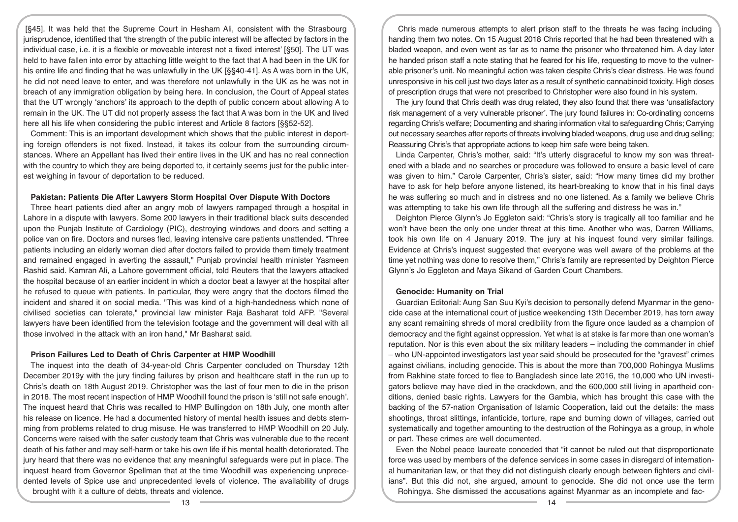[§45]. It was held that the Supreme Court in Hesham Ali, consistent with the Strasbourg jurisprudence, identified that 'the strength of the public interest will be affected by factors in the individual case, i.e. it is a flexible or moveable interest not a fixed interest' [§50]. The UT was held to have fallen into error by attaching little weight to the fact that A had been in the UK for his entire life and finding that he was unlawfully in the UK [§§40-41]. As A was born in the UK, he did not need leave to enter, and was therefore not unlawfully in the UK as he was not in breach of any immigration obligation by being here. In conclusion, the Court of Appeal states that the UT wrongly 'anchors' its approach to the depth of public concern about allowing A to remain in the UK. The UT did not properly assess the fact that A was born in the UK and lived here all his life when considering the public interest and Article 8 factors [§§52-52].

Comment: This is an important development which shows that the public interest in deporting foreign offenders is not fixed. Instead, it takes its colour from the surrounding circumstances. Where an Appellant has lived their entire lives in the UK and has no real connection with the country to which they are being deported to, it certainly seems just for the public interest weighing in favour of deportation to be reduced.

**Pakistan: Patients Die After Lawyers Storm Hospital Over Dispute With Doctors**

Three heart patients died after an angry mob of lawyers rampaged through a hospital in Lahore in a dispute with lawyers. Some 200 lawyers in their traditional black suits descended upon the Punjab Institute of Cardiology (PIC), destroying windows and doors and setting a police van on fire. Doctors and nurses fled, leaving intensive care patients unattended. "Three patients including an elderly woman died after doctors failed to provide them timely treatment and remained engaged in averting the assault," Punjab provincial health minister Yasmeen Rashid said. Kamran Ali, a Lahore government official, told Reuters that the lawyers attacked the hospital because of an earlier incident in which a doctor beat a lawyer at the hospital after he refused to queue with patients. In particular, they were angry that the doctors filmed the incident and shared it on social media. "This was kind of a high-handedness which none of civilised societies can tolerate," provincial law minister Raja Basharat told AFP. "Several lawyers have been identified from the television footage and the government will deal with all those involved in the attack with an iron hand," Mr Basharat said.

**Prison Failures Led to Death of Chris Carpenter at HMP Woodhill**

The inquest into the death of 34-year-old Chris Carpenter concluded on Thursday 12th December 2019y with the jury finding failures by prison and healthcare staff in the run up to Chris's death on 18th August 2019. Christopher was the last of four men to die in the prison in 2018. The most recent inspection of HMP Woodhill found the prison is 'still not safe enough'. The inquest heard that Chris was recalled to HMP Bullingdon on 18th July, one month after his release on licence. He had a documented history of mental health issues and debts stemming from problems related to drug misuse. He was transferred to HMP Woodhill on 20 July. Concerns were raised with the safer custody team that Chris was vulnerable due to the recent death of his father and may self-harm or take his own life if his mental health deteriorated. The jury heard that there was no evidence that any meaningful safeguards were put in place. The inquest heard from Governor Spellman that at the time Woodhill was experiencing unprecedented levels of Spice use and unprecedented levels of violence. The availability of drugs brought with it a culture of debts, threats and violence.

Chris made numerous attempts to alert prison staff to the threats he was facing including handing them two notes. On 15 August 2018 Chris reported that he had been threatened with a bladed weapon, and even went as far as to name the prisoner who threatened him. A day later he handed prison staff a note stating that he feared for his life, requesting to move to the vulnerable prisoner's unit. No meaningful action was taken despite Chris's clear distress. He was found unresponsive in his cell just two days later as a result of synthetic cannabinoid toxicity. High doses of prescription drugs that were not prescribed to Christopher were also found in his system.

The jury found that Chris death was drug related, they also found that there was 'unsatisfactory risk management of a very vulnerable prisoner'. The jury found failures in: Co-ordinating concerns regarding Chris's welfare; Documenting and sharing information vital to safeguarding Chris; Carrying out necessary searches after reports of threats involving bladed weapons, drug use and drug selling; Reassuring Chris's that appropriate actions to keep him safe were being taken.

Linda Carpenter, Chris's mother, said: "It's utterly disgraceful to know my son was threatened with a blade and no searches or procedure was followed to ensure a basic level of care was given to him." Carole Carpenter, Chris's sister, said: "How many times did my brother have to ask for help before anyone listened, its heart-breaking to know that in his final days he was suffering so much and in distress and no one listened. As a family we believe Chris was attempting to take his own life through all the suffering and distress he was in."

Deighton Pierce Glynn's Jo Eggleton said: "Chris's story is tragically all too familiar and he won't have been the only one under threat at this time. Another who was, Darren Williams, took his own life on 4 January 2019. The jury at his inquest found very similar failings. Evidence at Chris's inquest suggested that everyone was well aware of the problems at the time yet nothing was done to resolve them," Chris's family are represented by Deighton Pierce Glynn's Jo Eggleton and Maya Sikand of Garden Court Chambers.

**Genocide: Humanity on Trial**

Guardian Editorial: Aung San Suu Kyi's decision to personally defend Myanmar in the genocide case at the international court of justice weekending 13th December 2019, has torn away any scant remaining shreds of moral credibility from the figure once lauded as a champion of democracy and the fight against oppression. Yet what is at stake is far more than one woman's reputation. Nor is this even about the six military leaders – including the commander in chief – who UN-appointed investigators last year said should be prosecuted for the "gravest" crimes against civilians, including genocide. This is about the more than 700,000 Rohingya Muslims from Rakhine state forced to flee to Bangladesh since late 2016, the 10,000 who UN investigators believe may have died in the crackdown, and the 600,000 still living in apartheid conditions, denied basic rights. Lawyers for the Gambia, which has brought this case with the backing of the 57-nation Organisation of Islamic Cooperation, laid out the details: the mass shootings, throat slittings, infanticide, torture, rape and burning down of villages, carried out systematically and together amounting to the destruction of the Rohingya as a group, in whole or part. These crimes are well documented.

Even the Nobel peace laureate conceded that "it cannot be ruled out that disproportionate force was used by members of the defence services in some cases in disregard of international humanitarian law, or that they did not distinguish clearly enough between fighters and civilians". But this did not, she argued, amount to genocide. She did not once use the term Rohingya. She dismissed the accusations against Myanmar as an incomplete and fac-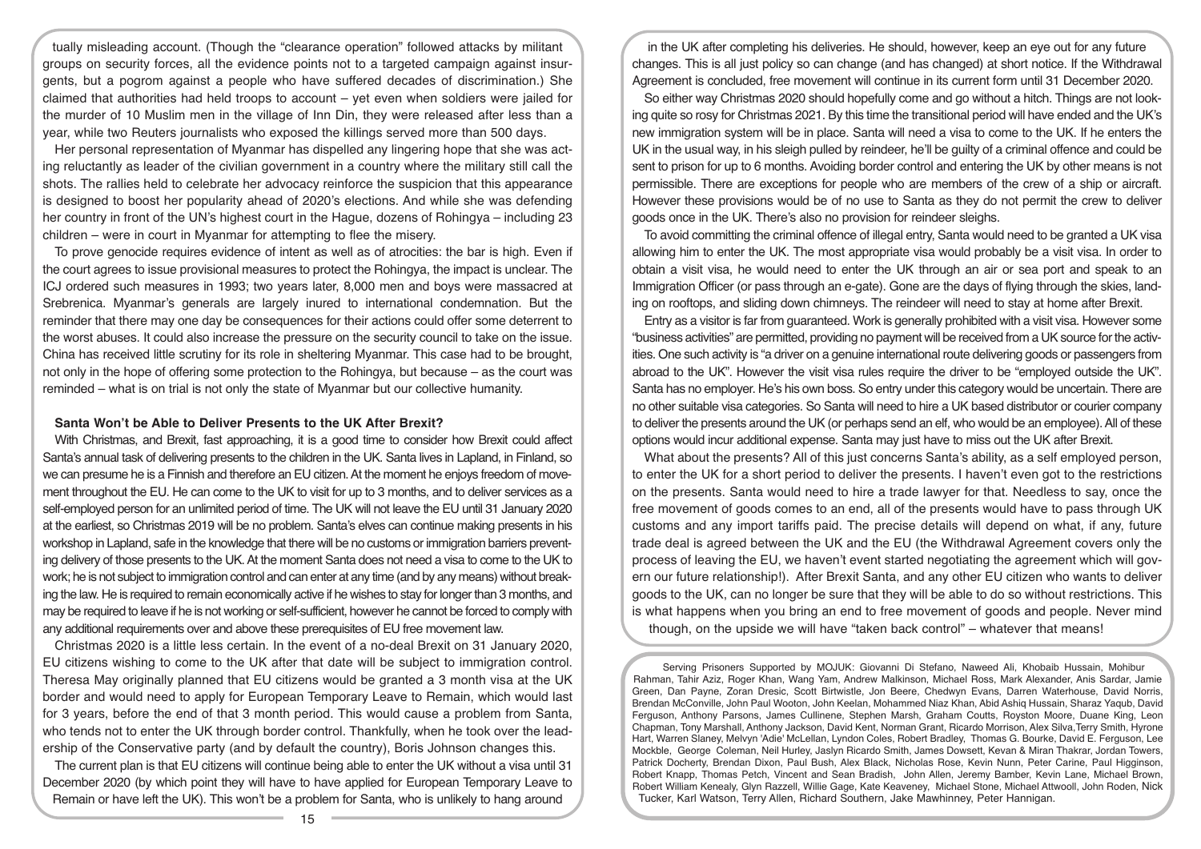tually misleading account. (Though the "clearance operation" followed attacks by militant groups on security forces, all the evidence points not to a targeted campaign against insurgents, but a pogrom against a people who have suffered decades of discrimination.) She claimed that authorities had held troops to account – yet even when soldiers were jailed for the murder of 10 Muslim men in the village of Inn Din, they were released after less than a year, while two Reuters journalists who exposed the killings served more than 500 days.

Her personal representation of Myanmar has dispelled any lingering hope that she was acting reluctantly as leader of the civilian government in a country where the military still call the shots. The rallies held to celebrate her advocacy reinforce the suspicion that this appearance is designed to boost her popularity ahead of 2020's elections. And while she was defending her country in front of the UN's highest court in the Hague, dozens of Rohingya – including 23 children – were in court in Myanmar for attempting to flee the misery.

To prove genocide requires evidence of intent as well as of atrocities: the bar is high. Even if the court agrees to issue provisional measures to protect the Rohingya, the impact is unclear. The ICJ ordered such measures in 1993; two years later, 8,000 men and boys were massacred at Srebrenica. Myanmar's generals are largely inured to international condemnation. But the reminder that there may one day be consequences for their actions could offer some deterrent to the worst abuses. It could also increase the pressure on the security council to take on the issue. China has received little scrutiny for its role in sheltering Myanmar. This case had to be brought, not only in the hope of offering some protection to the Rohingya, but because – as the court was reminded – what is on trial is not only the state of Myanmar but our collective humanity.

**Santa Won't be Able to Deliver Presents to the UK After Brexit?**

With Christmas, and Brexit, fast approaching, it is a good time to consider how Brexit could affect Santa's annual task of delivering presents to the children in the UK. Santa lives in Lapland, in Finland, so we can presume he is a Finnish and therefore an EU citizen. At the moment he enjoys freedom of movement throughout the EU. He can come to the UK to visit for up to 3 months, and to deliver services as a self-employed person for an unlimited period of time. The UK will not leave the EU until 31 January 2020 at the earliest, so Christmas 2019 will be no problem. Santa's elves can continue making presents in his workshop in Lapland, safe in the knowledge that there will be no customs or immigration barriers preventing delivery of those presents to the UK. At the moment Santa does not need a visa to come to the UK to work; he is not subject to immigration control and can enter at any time (and by any means) without breaking the law. He is required to remain economically active if he wishes to stay for longer than 3 months, and may be required to leave if he is not working or self-sufficient, however he cannot be forced to comply with any additional requirements over and above these prerequisites of EU free movement law.

Christmas 2020 is a little less certain. In the event of a no-deal Brexit on 31 January 2020, EU citizens wishing to come to the UK after that date will be subject to immigration control. Theresa May originally planned that EU citizens would be granted a 3 month visa at the UK border and would need to apply for European Temporary Leave to Remain, which would last for 3 years, before the end of that 3 month period. This would cause a problem from Santa, who tends not to enter the UK through border control. Thankfully, when he took over the leadership of the Conservative party (and by default the country), Boris Johnson changes this.

The current plan is that EU citizens will continue being able to enter the UK without a visa until 31 December 2020 (by which point they will have to have applied for European Temporary Leave to Remain or have left the UK). This won't be a problem for Santa, who is unlikely to hang around in the UK after completing his deliveries. He should, however, keep an eye out for any future changes. This is all just policy so can change (and has changed) at short notice. If the Withdrawal Agreement is concluded, free movement will continue in its current form until 31 December 2020.

So either way Christmas 2020 should hopefully come and go without a hitch. Things are not looking quite so rosy for Christmas 2021. By this time the transitional period will have ended and the UK's new immigration system will be in place. Santa will need a visa to come to the UK. If he enters the UK in the usual way, in his sleigh pulled by reindeer, he'll be guilty of a criminal offence and could be sent to prison for up to 6 months. Avoiding border control and entering the UK by other means is not permissible. There are exceptions for people who are members of the crew of a ship or aircraft. However these provisions would be of no use to Santa as they do not permit the crew to deliver goods once in the UK. There's also no provision for reindeer sleighs.

To avoid committing the criminal offence of illegal entry, Santa would need to be granted a UK visa allowing him to enter the UK. The most appropriate visa would probably be a visit visa. In order to obtain a visit visa, he would need to enter the UK through an air or sea port and speak to an Immigration Officer (or pass through an e-gate). Gone are the days of flying through the skies, landing on rooftops, and sliding down chimneys. The reindeer will need to stay at home after Brexit.

Entry as a visitor is far from guaranteed. Work is generally prohibited with a visit visa. However some "business activities" are permitted, providing no payment will be received from a UK source for the activities. One such activity is "a driver on a genuine international route delivering goods or passengers from abroad to the UK". However the visit visa rules require the driver to be "employed outside the UK". Santa has no employer. He's his own boss. So entry under this category would be uncertain. There are no other suitable visa categories. So Santa will need to hire a UK based distributor or courier company to deliver the presents around the UK (or perhaps send an elf, who would be an employee). All of these options would incur additional expense. Santa may just have to miss out the UK after Brexit.

What about the presents? All of this just concerns Santa's ability, as a self employed person, to enter the UK for a short period to deliver the presents. I haven't even got to the restrictions on the presents. Santa would need to hire a trade lawyer for that. Needless to say, once the free movement of goods comes to an end, all of the presents would have to pass through UK customs and any import tariffs paid. The precise details will depend on what, if any, future trade deal is agreed between the UK and the EU (the Withdrawal Agreement covers only the process of leaving the EU, we haven't event started negotiating the agreement which will govern our future relationship!). After Brexit Santa, and any other EU citizen who wants to deliver goods to the UK, can no longer be sure that they will be able to do so without restrictions. This is what happens when you bring an end to free movement of goods and people. Never mind though, on the upside we will have "taken back control" – whatever that means!

Serving Prisoners Supported by MOJUK: Giovanni Di Stefano, Naweed Ali, Khobaib Hussain, Mohibur Rahman, Tahir Aziz, Roger Khan, Wang Yam, Andrew Malkinson, Michael Ross, Mark Alexander, Anis Sardar, Jamie Green, Dan Payne, Zoran Dresic, Scott Birtwistle, Jon Beere, Chedwyn Evans, Darren Waterhouse, David Norris, Brendan McConville, John Paul Wooton, John Keelan, Mohammed Niaz Khan, Abid Ashiq Hussain, Sharaz Yaqub, David Ferguson, Anthony Parsons, James Cullinene, Stephen Marsh, Graham Coutts, Royston Moore, Duane King, Leon Chapman, Tony Marshall, Anthony Jackson, David Kent, Norman Grant, Ricardo Morrison, Alex Silva,Terry Smith, Hyrone Hart, Warren Slaney, Melvyn 'Adie' McLellan, Lyndon Coles, Robert Bradley, Thomas G. Bourke, David E. Ferguson, Lee Mockble, George Coleman, Neil Hurley, Jaslyn Ricardo Smith, James Dowsett, Kevan & Miran Thakrar, Jordan Towers, Patrick Docherty, Brendan Dixon, Paul Bush, Alex Black, Nicholas Rose, Kevin Nunn, Peter Carine, Paul Higginson, Robert Knapp, Thomas Petch, Vincent and Sean Bradish, John Allen, Jeremy Bamber, Kevin Lane, Michael Brown, Robert William Kenealy, Glyn Razzell, Willie Gage, Kate Keaveney, Michael Stone, Michael Attwooll, John Roden, Nick Tucker, Karl Watson, Terry Allen, Richard Southern, Jake Mawhinney, Peter Hannigan.